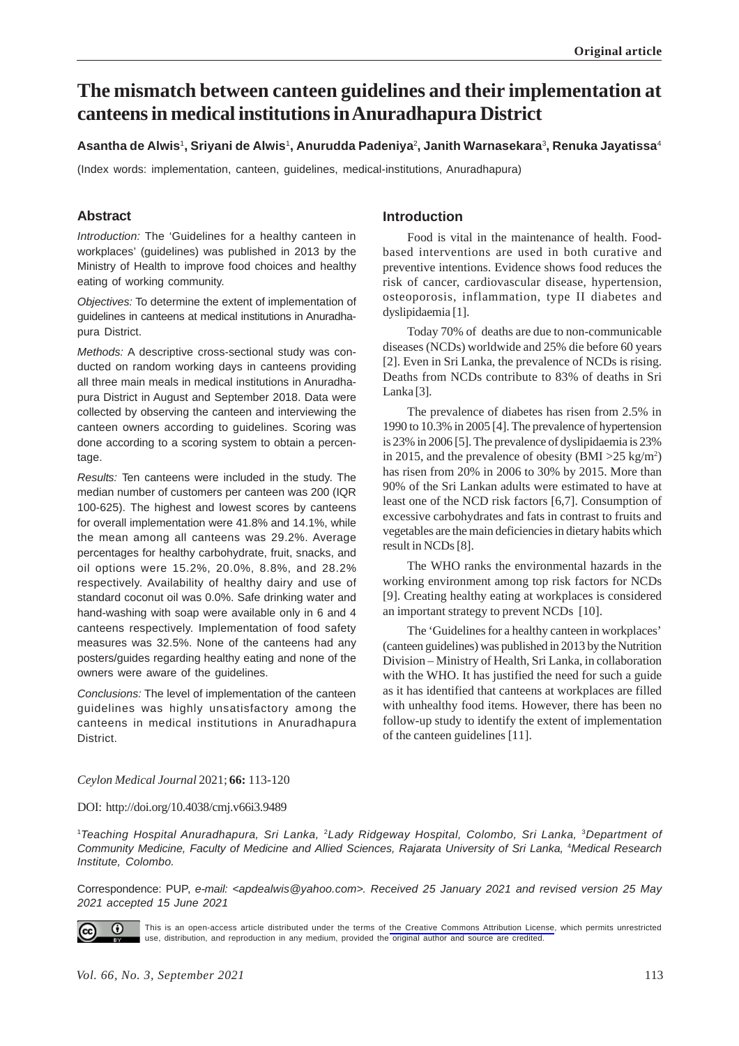# The mismatch between canteen guidelines and their implementation at canteens in medical institutions in Anuradhapura District

**Asantha de Alwis[1], Sriyani de Alwis[1], Anurudda Padeniya[2], Janith Warnasekara[3], Renuka Jayatissa[4]**

(Index words: implementation, canteen, guidelines, medical-institutions, Anuradhapura)

## Abstract

*Introduction:* The 'Guidelines for a healthy canteen in workplaces' (guidelines) was published in 2013 by the Ministry of Health to improve food choices and healthy eating of working community.

*Objectives:* To determine the extent of implementation of guidelines in canteens at medical institutions in Anuradhapura District.

*Methods:* A descriptive cross-sectional study was conducted on random working days in canteens providing all three main meals in medical institutions in Anuradhapura District in August and September 2018. Data were collected by observing the canteen and interviewing the canteen owners according to guidelines. Scoring was done according to a scoring system to obtain a percentage.

*Results:* Ten canteens were included in the study. The median number of customers per canteen was 200 (IQR 100-625). The highest and lowest scores by canteens for overall implementation were 41.8% and 14.1%, while the mean among all canteens was 29.2%. Average percentages for healthy carbohydrate, fruit, snacks, and oil options were 15.2%, 20.0%, 8.8%, and 28.2% respectively. Availability of healthy dairy and use of standard coconut oil was 0.0%. Safe drinking water and hand-washing with soap were available only in 6 and 4 canteens respectively. Implementation of food safety measures was 32.5%. None of the canteens had any posters/guides regarding healthy eating and none of the owners were aware of the guidelines.

*Conclusions:* The level of implementation of the canteen guidelines was highly unsatisfactory among the canteens in medical institutions in Anuradhapura District.

## Introduction

Food is vital in the maintenance of health. Food-based interventions are used in both curative and preventive intentions. Evidence shows food reduces the risk of cancer, cardiovascular disease, hypertension, osteoporosis, inflammation, type II diabetes and dyslipidaemia [1].

Today 70% of deaths are due to non-communicable diseases (NCDs) worldwide and 25% die before 60 years [2]. Even in Sri Lanka, the prevalence of NCDs is rising. Deaths from NCDs contribute to 83% of deaths in Sri Lanka [3].

The prevalence of diabetes has risen from 2.5% in 1990 to 10.3% in 2005 [4]. The prevalence of hypertension is 23% in 2006 [5]. The prevalence of dyslipidaemia is 23% in 2015, and the prevalence of obesity (BMI $>25$ kg/m$^2$) has risen from 20% in 2006 to 30% by 2015. More than 90% of the Sri Lankan adults were estimated to have at least one of the NCD risk factors [6,7]. Consumption of excessive carbohydrates and fats in contrast to fruits and vegetables are the main deficiencies in dietary habits which result in NCDs [8].

The WHO ranks the environmental hazards in the working environment among top risk factors for NCDs [9]. Creating healthy eating at workplaces is considered an important strategy to prevent NCDs [10].

The 'Guidelines for a healthy canteen in workplaces' (canteen guidelines) was published in 2013 by the Nutrition Division – Ministry of Health, Sri Lanka, in collaboration with the WHO. It has justified the need for such a guide as it has identified that canteens at workplaces are filled with unhealthy food items. However, there has been no follow-up study to identify the extent of implementation of the canteen guidelines [11].

*Ceylon Medical Journal* 2021; **66:** 113-120

DOI: http://doi.org/10.4038/cmj.v66i3.9489

[1]*Teaching Hospital Anuradhapura, Sri Lanka,* [2]*Lady Ridgeway Hospital, Colombo, Sri Lanka,* [3]*Department of Community Medicine, Faculty of Medicine and Allied Sciences, Rajarata University of Sri Lanka,* [4]*Medical Research Institute, Colombo.*

Correspondence: PUP, *e-mail: <apdealwis@yahoo.com>. Received 25 January 2021 and revised version 25 May 2021 accepted 15 June 2021*

This is an open-access article distributed under the terms of the Creative Commons Attribution License, which permits unrestricted use, distribution, and reproduction in any medium, provided the original author and source are credited.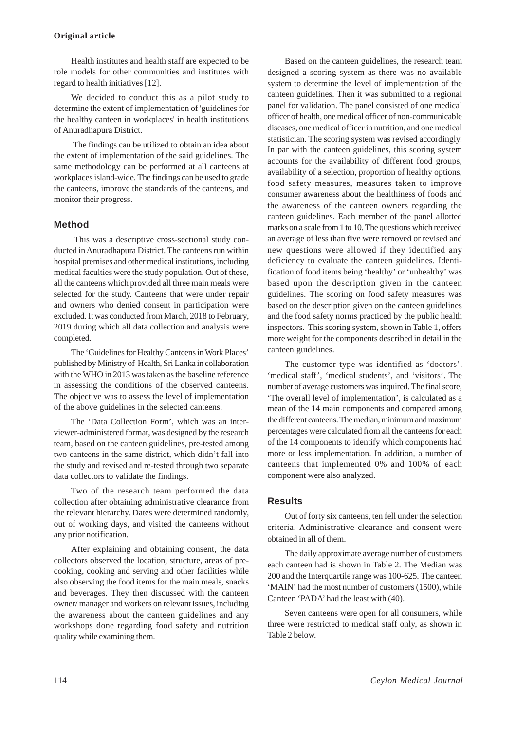Health institutes and health staff are expected to be role models for other communities and institutes with regard to health initiatives [12].

We decided to conduct this as a pilot study to determine the extent of implementation of 'guidelines for the healthy canteen in workplaces' in health institutions of Anuradhapura District.

The findings can be utilized to obtain an idea about the extent of implementation of the said guidelines. The same methodology can be performed at all canteens at workplaces island-wide. The findings can be used to grade the canteens, improve the standards of the canteens, and monitor their progress.

## Method

This was a descriptive cross-sectional study conducted in Anuradhapura District. The canteens run within hospital premises and other medical institutions, including medical faculties were the study population. Out of these, all the canteens which provided all three main meals were selected for the study. Canteens that were under repair and owners who denied consent in participation were excluded. It was conducted from March, 2018 to February, 2019 during which all data collection and analysis were completed.

The 'Guidelines for Healthy Canteens in Work Places' published by Ministry of Health, Sri Lanka in collaboration with the WHO in 2013 was taken as the baseline reference in assessing the conditions of the observed canteens. The objective was to assess the level of implementation of the above guidelines in the selected canteens.

The 'Data Collection Form', which was an interviewer-administered format, was designed by the research team, based on the canteen guidelines, pre-tested among two canteens in the same district, which didn't fall into the study and revised and re-tested through two separate data collectors to validate the findings.

Two of the research team performed the data collection after obtaining administrative clearance from the relevant hierarchy. Dates were determined randomly, out of working days, and visited the canteens without any prior notification.

After explaining and obtaining consent, the data collectors observed the location, structure, areas of pre-cooking, cooking and serving and other facilities while also observing the food items for the main meals, snacks and beverages. They then discussed with the canteen owner/ manager and workers on relevant issues, including the awareness about the canteen guidelines and any workshops done regarding food safety and nutrition quality while examining them.

Based on the canteen guidelines, the research team designed a scoring system as there was no available system to determine the level of implementation of the canteen guidelines. Then it was submitted to a regional panel for validation. The panel consisted of one medical officer of health, one medical officer of non-communicable diseases, one medical officer in nutrition, and one medical statistician. The scoring system was revised accordingly. In par with the canteen guidelines, this scoring system accounts for the availability of different food groups, availability of a selection, proportion of healthy options, food safety measures, measures taken to improve consumer awareness about the healthiness of foods and the awareness of the canteen owners regarding the canteen guidelines. Each member of the panel allotted marks on a scale from 1 to 10. The questions which received an average of less than five were removed or revised and new questions were allowed if they identified any deficiency to evaluate the canteen guidelines. Identification of food items being 'healthy' or 'unhealthy' was based upon the description given in the canteen guidelines. The scoring on food safety measures was based on the description given on the canteen guidelines and the food safety norms practiced by the public health inspectors. This scoring system, shown in Table 1, offers more weight for the components described in detail in the canteen guidelines.

The customer type was identified as 'doctors', 'medical staff', 'medical students', and 'visitors'. The number of average customers was inquired. The final score, 'The overall level of implementation', is calculated as a mean of the 14 main components and compared among the different canteens. The median, minimum and maximum percentages were calculated from all the canteens for each of the 14 components to identify which components had more or less implementation. In addition, a number of canteens that implemented 0% and 100% of each component were also analyzed.

## Results

Out of forty six canteens, ten fell under the selection criteria. Administrative clearance and consent were obtained in all of them.

The daily approximate average number of customers each canteen had is shown in Table 2. The Median was 200 and the Interquartile range was 100-625. The canteen 'MAIN' had the most number of customers (1500), while Canteen 'PADA' had the least with (40).

Seven canteens were open for all consumers, while three were restricted to medical staff only, as shown in Table 2 below.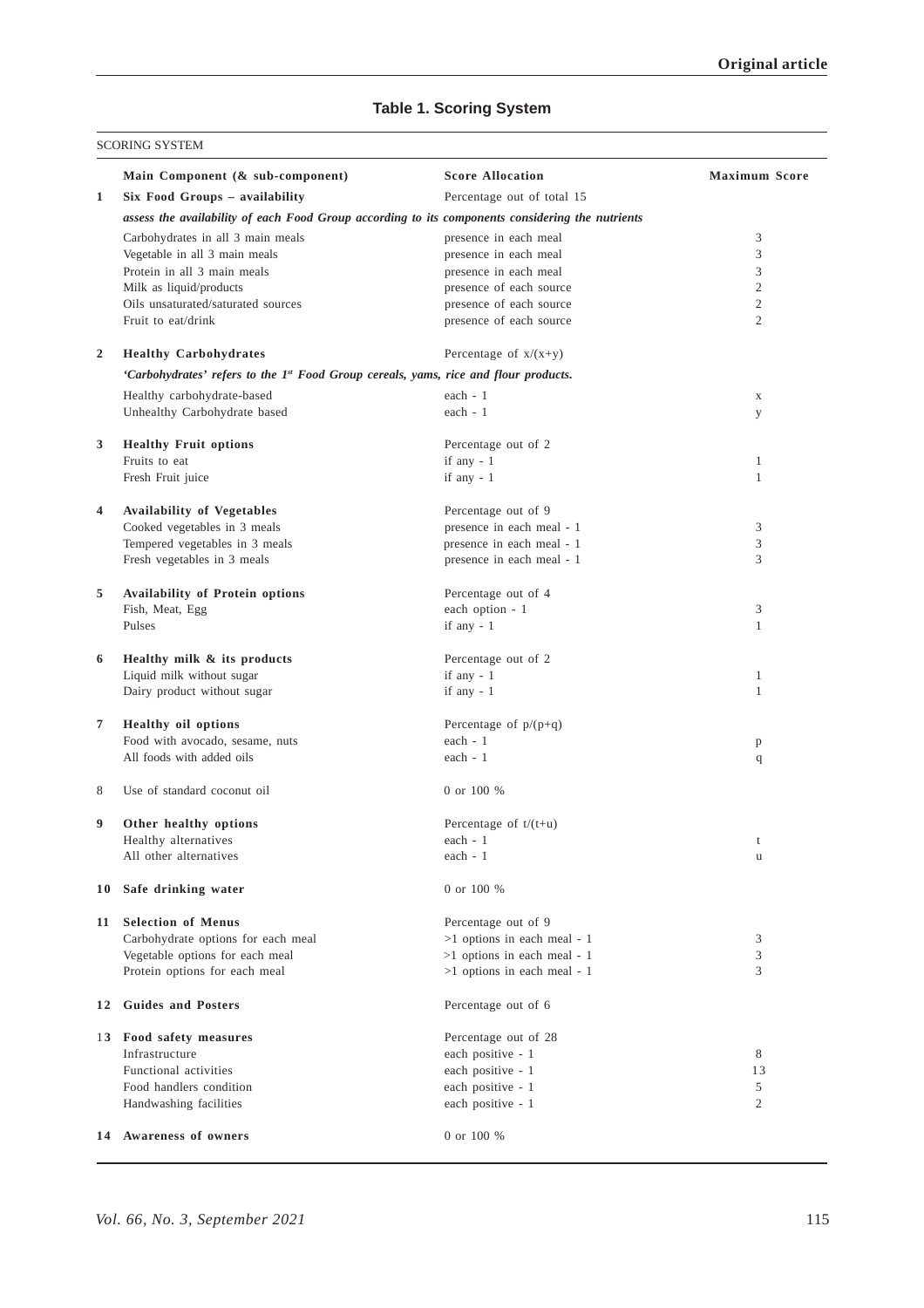**Table 1. Scoring System**

| SCORING SYSTEM | | | |
|---|---|---|---|
| | **Main Component (& sub-component)** | **Score Allocation** | **Maximum Score** |
| **1** | **Six Food Groups – availability** | Percentage out of total 15 | |
| | ***assess the availability of each Food Group according to its components considering the nutrients*** | | |
| | Carbohydrates in all 3 main meals | presence in each meal | 3 |
| | Vegetable in all 3 main meals | presence in each meal | 3 |
| | Protein in all 3 main meals | presence in each meal | 3 |
| | Milk as liquid/products | presence of each source | 2 |
| | Oils unsaturated/saturated sources | presence of each source | 2 |
| | Fruit to eat/drink | presence of each source | 2 |
| **2** | **Healthy Carbohydrates** | Percentage of $x/(x+y)$ | |
| | ***'Carbohydrates' refers to the 1st Food Group cereals, yams, rice and flour products.*** | | |
| | Healthy carbohydrate-based | each - 1 | x |
| | Unhealthy Carbohydrate based | each - 1 | y |
| **3** | **Healthy Fruit options** | Percentage out of 2 | |
| | Fruits to eat | if any - 1 | 1 |
| | Fresh Fruit juice | if any - 1 | 1 |
| **4** | **Availability of Vegetables** | Percentage out of 9 | |
| | Cooked vegetables in 3 meals | presence in each meal - 1 | 3 |
| | Tempered vegetables in 3 meals | presence in each meal - 1 | 3 |
| | Fresh vegetables in 3 meals | presence in each meal - 1 | 3 |
| **5** | **Availability of Protein options** | Percentage out of 4 | |
| | Fish, Meat, Egg | each option - 1 | 3 |
| | Pulses | if any - 1 | 1 |
| **6** | **Healthy milk & its products** | Percentage out of 2 | |
| | Liquid milk without sugar | if any - 1 | 1 |
| | Dairy product without sugar | if any - 1 | 1 |
| **7** | **Healthy oil options** | Percentage of $p/(p+q)$ | |
| | Food with avocado, sesame, nuts | each - 1 | p |
| | All foods with added oils | each - 1 | q |
| 8 | Use of standard coconut oil | 0 or 100 % | |
| **9** | **Other healthy options** | Percentage of $t/(t+u)$ | |
| | Healthy alternatives | each - 1 | t |
| | All other alternatives | each - 1 | u |
| **10** | **Safe drinking water** | 0 or 100 % | |
| **11** | **Selection of Menus** | Percentage out of 9 | |
| | Carbohydrate options for each meal | >1 options in each meal - 1 | 3 |
| | Vegetable options for each meal | >1 options in each meal - 1 | 3 |
| | Protein options for each meal | >1 options in each meal - 1 | 3 |
| **12** | **Guides and Posters** | Percentage out of 6 | |
| **13** | **Food safety measures** | Percentage out of 28 | |
| | Infrastructure | each positive - 1 | 8 |
| | Functional activities | each positive - 1 | 13 |
| | Food handlers condition | each positive - 1 | 5 |
| | Handwashing facilities | each positive - 1 | 2 |
| **14** | **Awareness of owners** | 0 or 100 % | |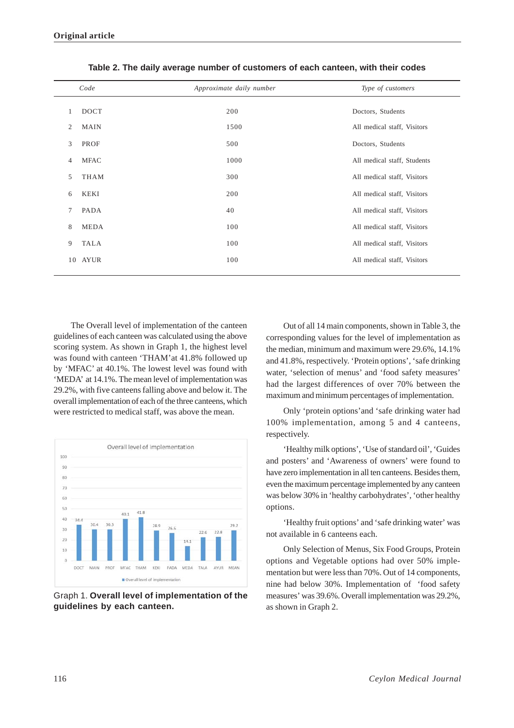**Table 2. The daily average number of customers of each canteen, with their codes**

| | *Code* | *Approximate daily number* | *Type of customers* |
|---|---|---|---|
| 1 | DOCT | 200 | Doctors, Students |
| 2 | MAIN | 1500 | All medical staff, Visitors |
| 3 | PROF | 500 | Doctors, Students |
| 4 | MFAC | 1000 | All medical staff, Students |
| 5 | THAM | 300 | All medical staff, Visitors |
| 6 | KEKI | 200 | All medical staff, Visitors |
| 7 | PADA | 40 | All medical staff, Visitors |
| 8 | MEDA | 100 | All medical staff, Visitors |
| 9 | TALA | 100 | All medical staff, Visitors |
| 10 | AYUR | 100 | All medical staff, Visitors |

The Overall level of implementation of the canteen guidelines of each canteen was calculated using the above scoring system. As shown in Graph 1, the highest level was found with canteen 'THAM'at 41.8% followed up by 'MFAC' at 40.1%. The lowest level was found with 'MEDA' at 14.1%. The mean level of implementation was 29.2%, with five canteens falling above and below it. The overall implementation of each of the three canteens, which were restricted to medical staff, was above the mean.

Overall level of implementation

| | DOCT | MAIN | PROF | MFAC | THAM | KEKI | PADA | MEDA | TALA | AYUR | MEAN |
|---|---|---|---|---|---|---|---|---|---|---|---|
| Overall level of implementation | 34.4 | 30.4 | 30.3 | 40.1 | 41.8 | 28.9 | 26.6 | 14.1 | 22.6 | 22.8 | 29.2 |

Graph 1. **Overall level of implementation of the guidelines by each canteen.**

Out of all 14 main components, shown in Table 3, the corresponding values for the level of implementation as the median, minimum and maximum were 29.6%, 14.1% and 41.8%, respectively. 'Protein options', 'safe drinking water, 'selection of menus' and 'food safety measures' had the largest differences of over 70% between the maximum and minimum percentages of implementation.

Only 'protein options'and 'safe drinking water had 100% implementation, among 5 and 4 canteens, respectively.

'Healthy milk options', 'Use of standard oil', 'Guides and posters' and 'Awareness of owners' were found to have zero implementation in all ten canteens. Besides them, even the maximum percentage implemented by any canteen was below 30% in 'healthy carbohydrates', 'other healthy options.

'Healthy fruit options' and 'safe drinking water' was not available in 6 canteens each.

Only Selection of Menus, Six Food Groups, Protein options and Vegetable options had over 50% implementation but were less than 70%. Out of 14 components, nine had below 30%. Implementation of 'food safety measures' was 39.6%. Overall implementation was 29.2%, as shown in Graph 2.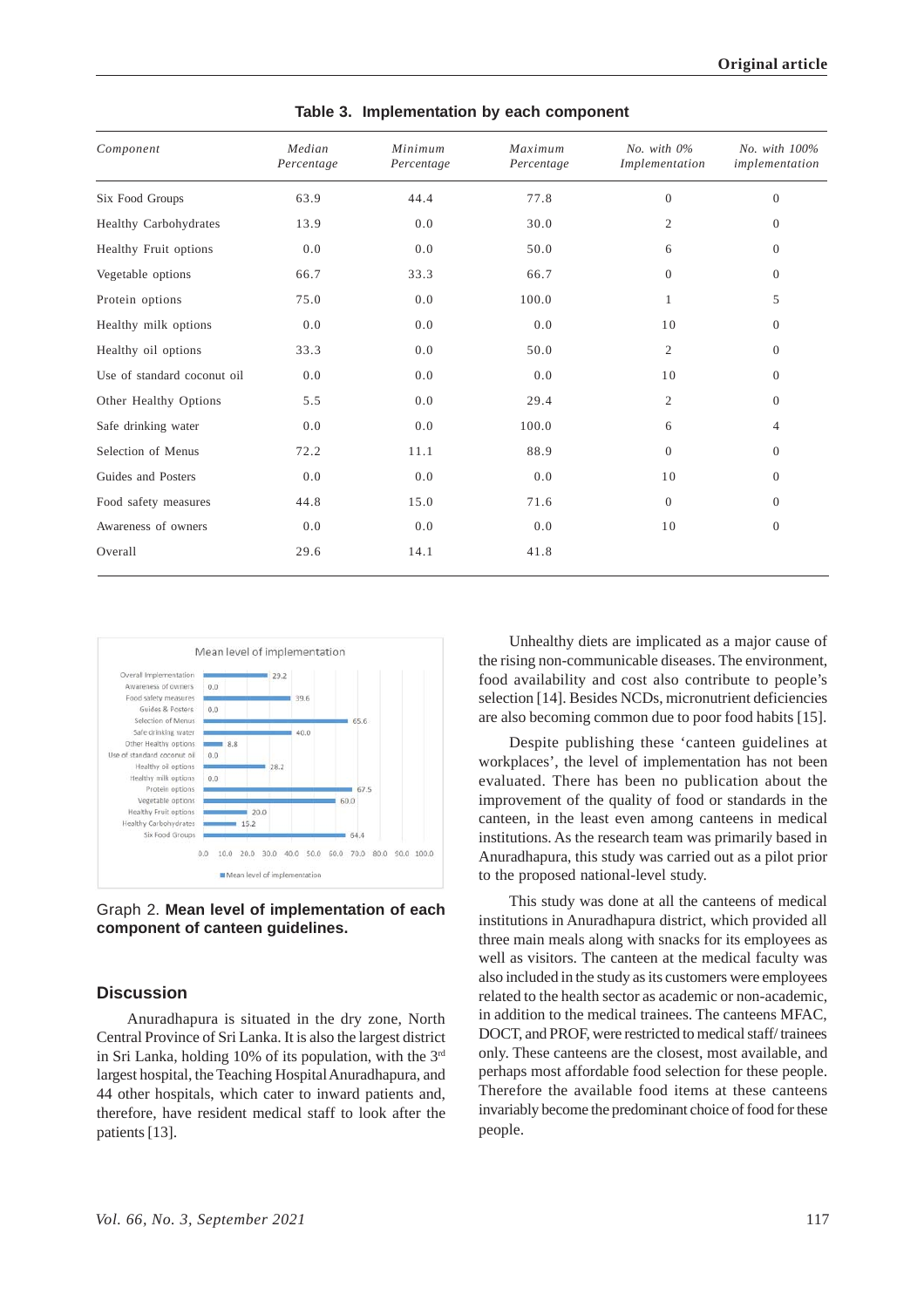**Table 3. Implementation by each component**

| Component | Median Percentage | Minimum Percentage | Maximum Percentage | No. with 0% Implementation | No. with 100% implementation |
|---|---|---|---|---|---|
| Six Food Groups | 63.9 | 44.4 | 77.8 | 0 | 0 |
| Healthy Carbohydrates | 13.9 | 0.0 | 30.0 | 2 | 0 |
| Healthy Fruit options | 0.0 | 0.0 | 50.0 | 6 | 0 |
| Vegetable options | 66.7 | 33.3 | 66.7 | 0 | 0 |
| Protein options | 75.0 | 0.0 | 100.0 | 1 | 5 |
| Healthy milk options | 0.0 | 0.0 | 0.0 | 10 | 0 |
| Healthy oil options | 33.3 | 0.0 | 50.0 | 2 | 0 |
| Use of standard coconut oil | 0.0 | 0.0 | 0.0 | 10 | 0 |
| Other Healthy Options | 5.5 | 0.0 | 29.4 | 2 | 0 |
| Safe drinking water | 0.0 | 0.0 | 100.0 | 6 | 4 |
| Selection of Menus | 72.2 | 11.1 | 88.9 | 0 | 0 |
| Guides and Posters | 0.0 | 0.0 | 0.0 | 10 | 0 |
| Food safety measures | 44.8 | 15.0 | 71.6 | 0 | 0 |
| Awareness of owners | 0.0 | 0.0 | 0.0 | 10 | 0 |
| Overall | 29.6 | 14.1 | 41.8 | | |

Mean level of implementation

| Component | Mean level of implementation |
|---|---|
| Overall Implementation | 29.2 |
| Awareness of owners | 0.0 |
| Food safety measures | 39.6 |
| Guides & Posters | 0.0 |
| Selection of Menus | 65.6 |
| Safe drinking water | 40.0 |
| Other Healthy options | 8.8 |
| Use of standard coconut oil | 0.0 |
| Healthy oil options | 28.2 |
| Healthy milk options | 0.0 |
| Protein options | 67.5 |
| Vegetable options | 60.0 |
| Healthy Fruit options | 20.0 |
| Healthy Carbohydrates | 15.2 |
| Six Food Groups | 64.4 |

Graph 2. **Mean level of implementation of each component of canteen guidelines.**

## Discussion

Anuradhapura is situated in the dry zone, North Central Province of Sri Lanka. It is also the largest district in Sri Lanka, holding 10% of its population, with the 3rd largest hospital, the Teaching Hospital Anuradhapura, and 44 other hospitals, which cater to inward patients and, therefore, have resident medical staff to look after the patients [13].

Unhealthy diets are implicated as a major cause of the rising non-communicable diseases. The environment, food availability and cost also contribute to people's selection [14]. Besides NCDs, micronutrient deficiencies are also becoming common due to poor food habits [15].

Despite publishing these 'canteen guidelines at workplaces', the level of implementation has not been evaluated. There has been no publication about the improvement of the quality of food or standards in the canteen, in the least even among canteens in medical institutions. As the research team was primarily based in Anuradhapura, this study was carried out as a pilot prior to the proposed national-level study.

This study was done at all the canteens of medical institutions in Anuradhapura district, which provided all three main meals along with snacks for its employees as well as visitors. The canteen at the medical faculty was also included in the study as its customers were employees related to the health sector as academic or non-academic, in addition to the medical trainees. The canteens MFAC, DOCT, and PROF, were restricted to medical staff/ trainees only. These canteens are the closest, most available, and perhaps most affordable food selection for these people. Therefore the available food items at these canteens invariably become the predominant choice of food for these people.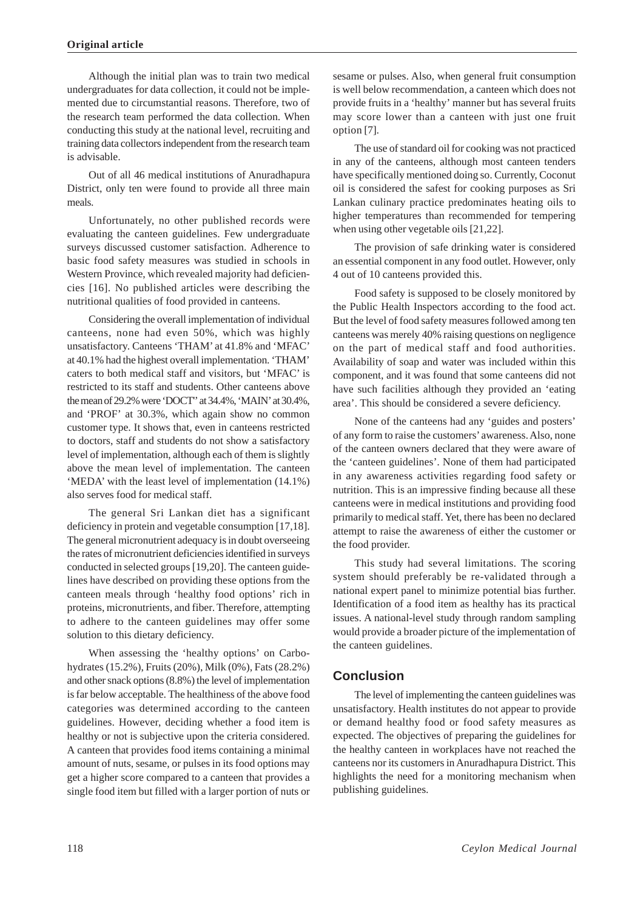Although the initial plan was to train two medical undergraduates for data collection, it could not be implemented due to circumstantial reasons. Therefore, two of the research team performed the data collection. When conducting this study at the national level, recruiting and training data collectors independent from the research team is advisable.

Out of all 46 medical institutions of Anuradhapura District, only ten were found to provide all three main meals.

Unfortunately, no other published records were evaluating the canteen guidelines. Few undergraduate surveys discussed customer satisfaction. Adherence to basic food safety measures was studied in schools in Western Province, which revealed majority had deficiencies [16]. No published articles were describing the nutritional qualities of food provided in canteens.

Considering the overall implementation of individual canteens, none had even 50%, which was highly unsatisfactory. Canteens 'THAM' at 41.8% and 'MFAC' at 40.1% had the highest overall implementation. 'THAM' caters to both medical staff and visitors, but 'MFAC' is restricted to its staff and students. Other canteens above the mean of 29.2% were 'DOCT" at 34.4%, 'MAIN' at 30.4%, and 'PROF' at 30.3%, which again show no common customer type. It shows that, even in canteens restricted to doctors, staff and students do not show a satisfactory level of implementation, although each of them is slightly above the mean level of implementation. The canteen 'MEDA' with the least level of implementation (14.1%) also serves food for medical staff.

The general Sri Lankan diet has a significant deficiency in protein and vegetable consumption [17,18]. The general micronutrient adequacy is in doubt overseeing the rates of micronutrient deficiencies identified in surveys conducted in selected groups [19,20]. The canteen guidelines have described on providing these options from the canteen meals through 'healthy food options' rich in proteins, micronutrients, and fiber. Therefore, attempting to adhere to the canteen guidelines may offer some solution to this dietary deficiency.

When assessing the 'healthy options' on Carbohydrates (15.2%), Fruits (20%), Milk (0%), Fats (28.2%) and other snack options (8.8%) the level of implementation is far below acceptable. The healthiness of the above food categories was determined according to the canteen guidelines. However, deciding whether a food item is healthy or not is subjective upon the criteria considered. A canteen that provides food items containing a minimal amount of nuts, sesame, or pulses in its food options may get a higher score compared to a canteen that provides a single food item but filled with a larger portion of nuts or sesame or pulses. Also, when general fruit consumption is well below recommendation, a canteen which does not provide fruits in a 'healthy' manner but has several fruits may score lower than a canteen with just one fruit option [7].

The use of standard oil for cooking was not practiced in any of the canteens, although most canteen tenders have specifically mentioned doing so. Currently, Coconut oil is considered the safest for cooking purposes as Sri Lankan culinary practice predominates heating oils to higher temperatures than recommended for tempering when using other vegetable oils [21,22].

The provision of safe drinking water is considered an essential component in any food outlet. However, only 4 out of 10 canteens provided this.

Food safety is supposed to be closely monitored by the Public Health Inspectors according to the food act. But the level of food safety measures followed among ten canteens was merely 40% raising questions on negligence on the part of medical staff and food authorities. Availability of soap and water was included within this component, and it was found that some canteens did not have such facilities although they provided an 'eating area'. This should be considered a severe deficiency.

None of the canteens had any 'guides and posters' of any form to raise the customers' awareness. Also, none of the canteen owners declared that they were aware of the 'canteen guidelines'. None of them had participated in any awareness activities regarding food safety or nutrition. This is an impressive finding because all these canteens were in medical institutions and providing food primarily to medical staff. Yet, there has been no declared attempt to raise the awareness of either the customer or the food provider.

This study had several limitations. The scoring system should preferably be re-validated through a national expert panel to minimize potential bias further. Identification of a food item as healthy has its practical issues. A national-level study through random sampling would provide a broader picture of the implementation of the canteen guidelines.

## Conclusion

The level of implementing the canteen guidelines was unsatisfactory. Health institutes do not appear to provide or demand healthy food or food safety measures as expected. The objectives of preparing the guidelines for the healthy canteen in workplaces have not reached the canteens nor its customers in Anuradhapura District. This highlights the need for a monitoring mechanism when publishing guidelines.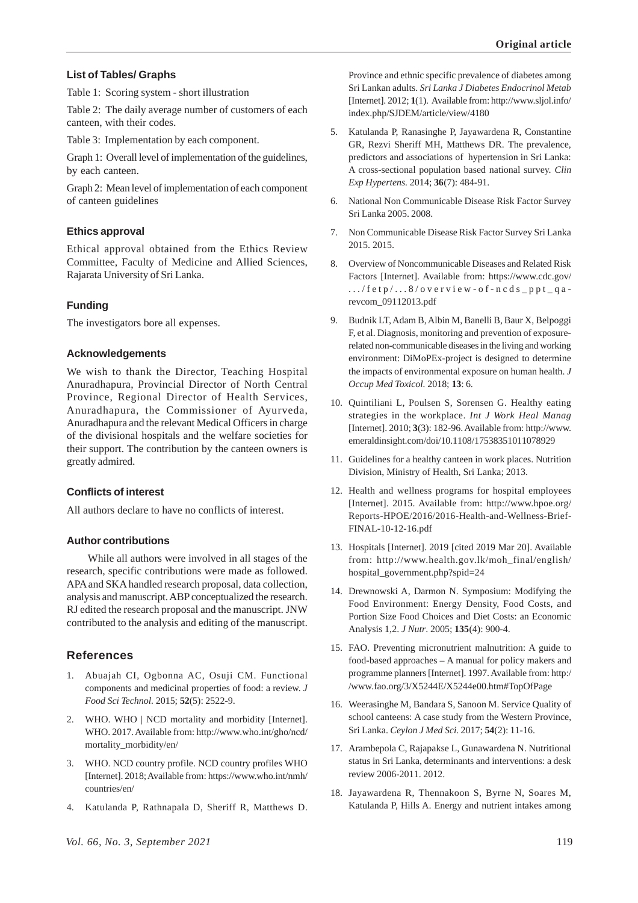### List of Tables/ Graphs

Table 1: Scoring system - short illustration

Table 2: The daily average number of customers of each canteen, with their codes.

Table 3: Implementation by each component.

Graph 1: Overall level of implementation of the guidelines, by each canteen.

Graph 2: Mean level of implementation of each component of canteen guidelines

### Ethics approval

Ethical approval obtained from the Ethics Review Committee, Faculty of Medicine and Allied Sciences, Rajarata University of Sri Lanka.

### Funding

The investigators bore all expenses.

### Acknowledgements

We wish to thank the Director, Teaching Hospital Anuradhapura, Provincial Director of North Central Province, Regional Director of Health Services, Anuradhapura, the Commissioner of Ayurveda, Anuradhapura and the relevant Medical Officers in charge of the divisional hospitals and the welfare societies for their support. The contribution by the canteen owners is greatly admired.

### Conflicts of interest

All authors declare to have no conflicts of interest.

### Author contributions

While all authors were involved in all stages of the research, specific contributions were made as followed. APA and SKA handled research proposal, data collection, analysis and manuscript. ABP conceptualized the research. RJ edited the research proposal and the manuscript. JNW contributed to the analysis and editing of the manuscript.

## References

1. Abuajah CI, Ogbonna AC, Osuji CM. Functional components and medicinal properties of food: a review. *J Food Sci Technol.* 2015; **52**(5): 2522-9.
2. WHO. WHO | NCD mortality and morbidity [Internet]. WHO. 2017. Available from: http://www.who.int/gho/ncd/mortality_morbidity/en/
3. WHO. NCD country profile. NCD country profiles WHO [Internet]. 2018; Available from: https://www.who.int/nmh/countries/en/
4. Katulanda P, Rathnapala D, Sheriff R, Matthews D. Province and ethnic specific prevalence of diabetes among Sri Lankan adults. *Sri Lanka J Diabetes Endocrinol Metab* [Internet]. 2012; **1**(1). Available from: http://www.sljol.info/index.php/SJDEM/article/view/4180
5. Katulanda P, Ranasinghe P, Jayawardena R, Constantine GR, Rezvi Sheriff MH, Matthews DR. The prevalence, predictors and associations of hypertension in Sri Lanka: A cross-sectional population based national survey. *Clin Exp Hypertens.* 2014; **36**(7): 484-91.
6. National Non Communicable Disease Risk Factor Survey Sri Lanka 2005. 2008.
7. Non Communicable Disease Risk Factor Survey Sri Lanka 2015. 2015.
8. Overview of Noncommunicable Diseases and Related Risk Factors [Internet]. Available from: https://www.cdc.gov/.../fetp/...8/overview-of-ncds_ppt_qa-revcom_09112013.pdf
9. Budnik LT, Adam B, Albin M, Banelli B, Baur X, Belpoggi F, et al. Diagnosis, monitoring and prevention of exposure-related non-communicable diseases in the living and working environment: DiMoPEx-project is designed to determine the impacts of environmental exposure on human health. *J Occup Med Toxicol.* 2018; **13**: 6.
10. Quintiliani L, Poulsen S, Sorensen G. Healthy eating strategies in the workplace. *Int J Work Heal Manag* [Internet]. 2010; **3**(3): 182-96. Available from: http://www.emeraldinsight.com/doi/10.1108/17538351011078929
11. Guidelines for a healthy canteen in work places. Nutrition Division, Ministry of Health, Sri Lanka; 2013.
12. Health and wellness programs for hospital employees [Internet]. 2015. Available from: http://www.hpoe.org/Reports-HPOE/2016/2016-Health-and-Wellness-Brief-FINAL-10-12-16.pdf
13. Hospitals [Internet]. 2019 [cited 2019 Mar 20]. Available from: http://www.health.gov.lk/moh_final/english/hospital_government.php?spid=24
14. Drewnowski A, Darmon N. Symposium: Modifying the Food Environment: Energy Density, Food Costs, and Portion Size Food Choices and Diet Costs: an Economic Analysis 1,2. *J Nutr*. 2005; **135**(4): 900-4.
15. FAO. Preventing micronutrient malnutrition: A guide to food-based approaches – A manual for policy makers and programme planners [Internet]. 1997. Available from: http://www.fao.org/3/X5244E/X5244e00.htm#TopOfPage
16. Weerasinghe M, Bandara S, Sanoon M. Service Quality of school canteens: A case study from the Western Province, Sri Lanka. *Ceylon J Med Sci.* 2017; **54**(2): 11-16.
17. Arambepola C, Rajapakse L, Gunawardena N. Nutritional status in Sri Lanka, determinants and interventions: a desk review 2006-2011. 2012.
18. Jayawardena R, Thennakoon S, Byrne N, Soares M, Katulanda P, Hills A. Energy and nutrient intakes among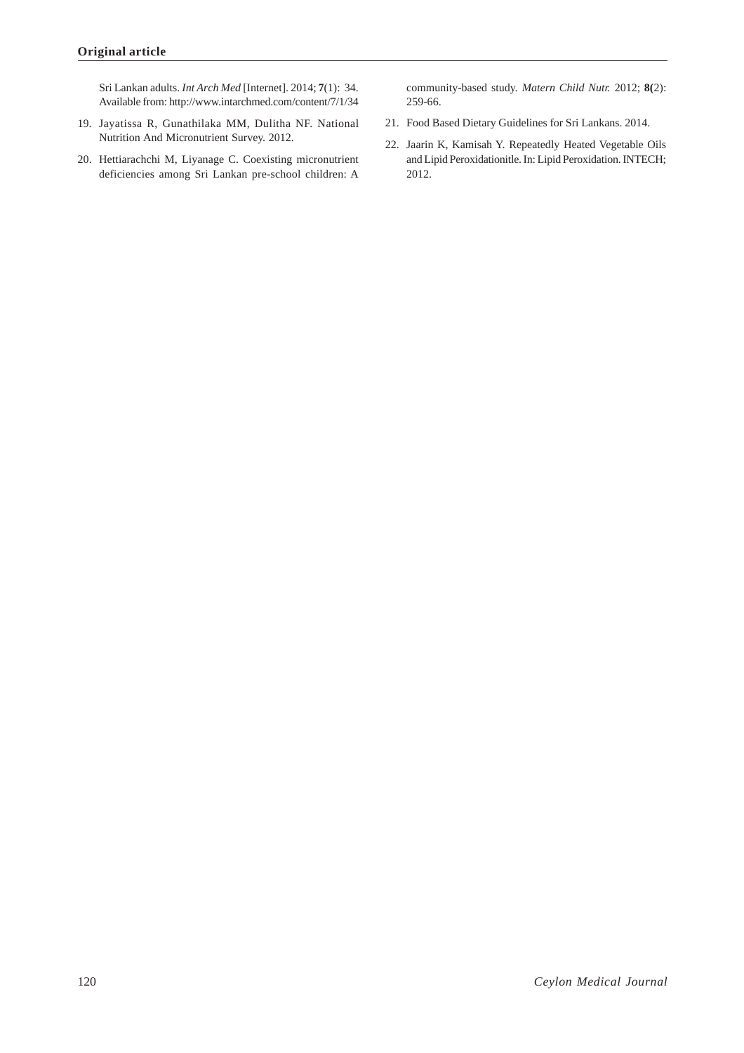Sri Lankan adults. *Int Arch Med* [Internet]. 2014; **7**(1): 34. Available from: http://www.intarchmed.com/content/7/1/34

19. Jayatissa R, Gunathilaka MM, Dulitha NF. National Nutrition And Micronutrient Survey. 2012.

20. Hettiarachchi M, Liyanage C. Coexisting micronutrient deficiencies among Sri Lankan pre-school children: A community-based study. *Matern Child Nutr.* 2012; **8(**2): 259-66.

21. Food Based Dietary Guidelines for Sri Lankans. 2014.

22. Jaarin K, Kamisah Y. Repeatedly Heated Vegetable Oils and Lipid Peroxidationitle. In: Lipid Peroxidation. INTECH; 2012.